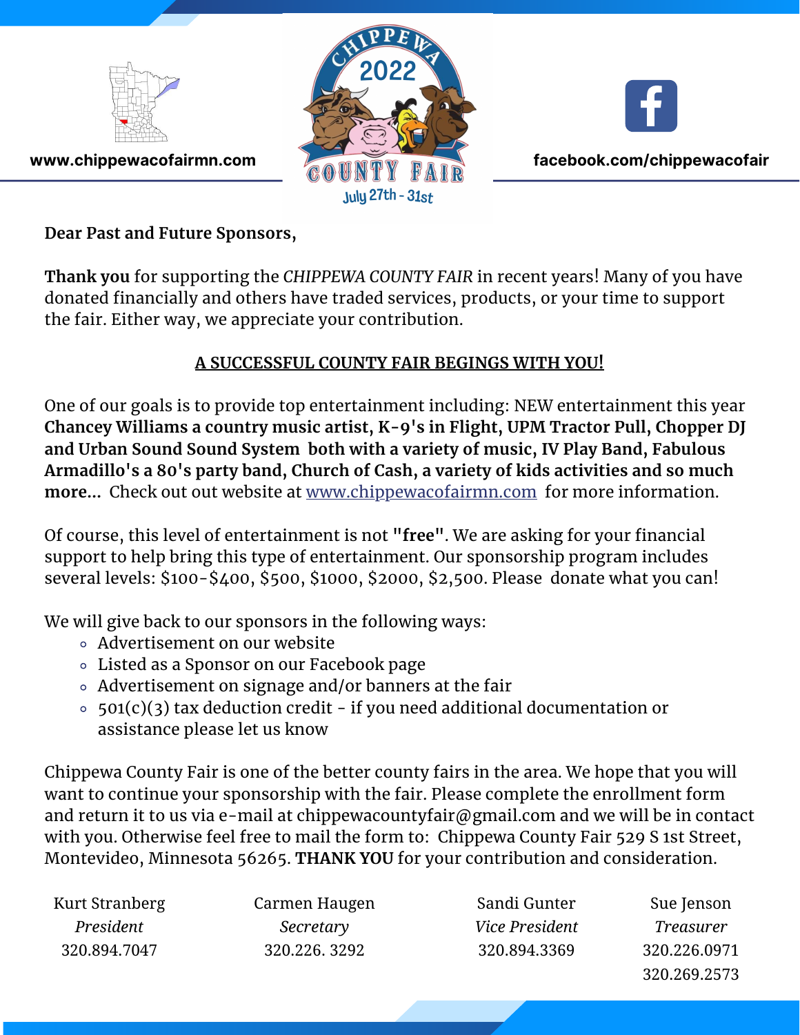www.chippewacofairmn.com

CHIPPEWA 2022 COUNTY FAIR July 27th - 31st

facebook.com/chippewacofair

**Dear Past and Future Sponsors,**

**Thank you** for supporting the *CHIPPEWA COUNTY FAIR* in recent years! Many of you have donated financially and others have traded services, products, or your time to support the fair. Either way, we appreciate your contribution.

**A SUCCESSFUL COUNTY FAIR BEGINGS WITH YOU!**

One of our goals is to provide top entertainment including: NEW entertainment this year **Chancey Williams a country music artist, K-9's in Flight, UPM Tractor Pull, Chopper DJ and Urban Sound Sound System both with a variety of music, IV Play Band, Fabulous Armadillo's a 80's party band, Church of Cash, a variety of kids activities and so much more...** Check out out website at [www.chippewacofairmn.com](http://www.chippewacofairmn.com) for more information.

Of course, this level of entertainment is not **"free"**. We are asking for your financial support to help bring this type of entertainment. Our sponsorship program includes several levels: $100-$400, $500, $1000, $2000, $2,500. Please donate what you can!

We will give back to our sponsors in the following ways:

- Advertisement on our website
- Listed as a Sponsor on our Facebook page
- Advertisement on signage and/or banners at the fair
- 501(c)(3) tax deduction credit - if you need additional documentation or assistance please let us know

Chippewa County Fair is one of the better county fairs in the area. We hope that you will want to continue your sponsorship with the fair. Please complete the enrollment form and return it to us via e-mail at chippewacountyfair@gmail.com and we will be in contact with you. Otherwise feel free to mail the form to: Chippewa County Fair 529 S 1st Street, Montevideo, Minnesota 56265. **THANK YOU** for your contribution and consideration.

| Kurt Stranberg | Carmen Haugen | Sandi Gunter | Sue Jenson |
|---|---|---|---|
| *President* | *Secretary* | *Vice President* | *Treasurer* |
| 320.894.7047 | 320.226. 3292 | 320.894.3369 | 320.226.0971 |
| | | | 320.269.2573 |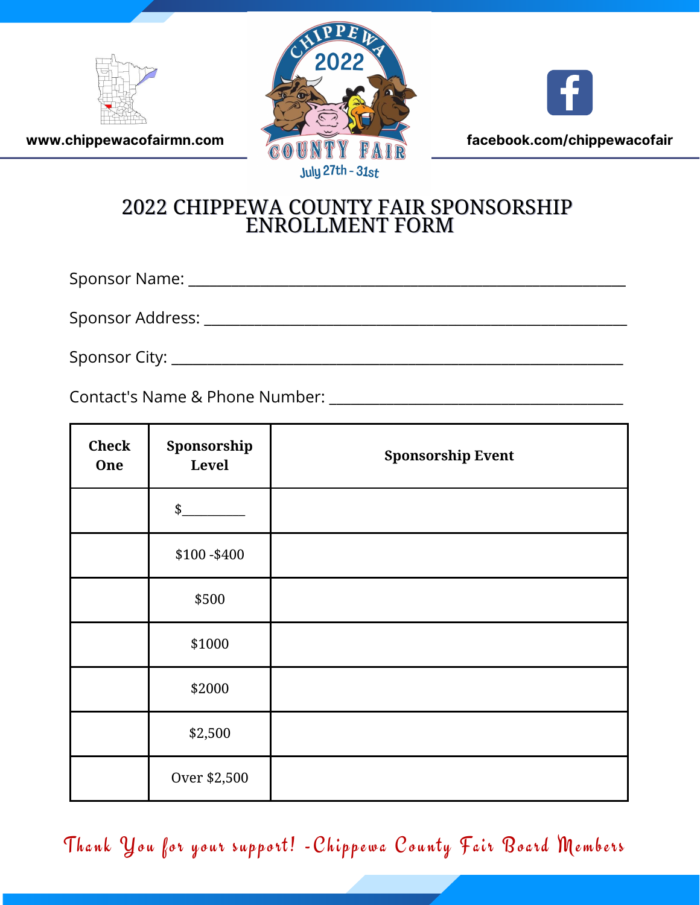www.chippewacofairmn.com

CHIPPEWA 2022 COUNTY FAIR

July 27th - 31st

facebook.com/chippewacofair

# 2022 CHIPPEWA COUNTY FAIR SPONSORSHIP ENROLLMENT FORM

Sponsor Name: ___________________________________________________________

Sponsor Address: _________________________________________________________

Sponsor City: _____________________________________________________________

Contact's Name & Phone Number: ________________________________________

| Check One | Sponsorship Level | Sponsorship Event |
|---|---|---|
| | $__________ | |
| | $100 -$400 | |
| | $500 | |
| | $1000 | |
| | $2000 | |
| | $2,500 | |
| | Over $2,500 | |

*Thank You for your support! -Chippewa County Fair Board Members*